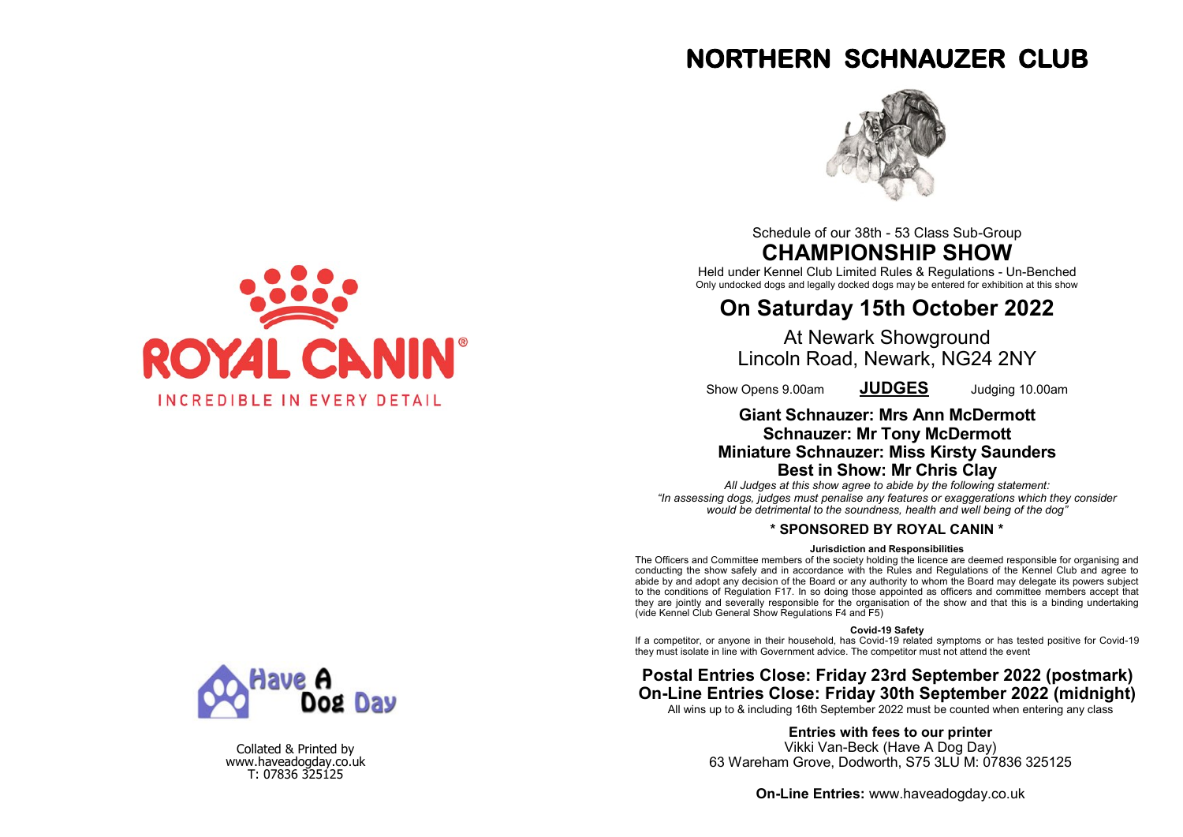ROYAL CANIN®

INCREDIBLE IN EVERY DETAIL

Have A Dog Day

Collated & Printed by
www.haveadogday.co.uk
T: 07836 325125

# NORTHERN SCHNAUZER CLUB

Schedule of our 38th - 53 Class Sub-Group

## CHAMPIONSHIP SHOW

Held under Kennel Club Limited Rules & Regulations - Un-Benched
Only undocked dogs and legally docked dogs may be entered for exhibition at this show

## On Saturday 15th October 2022

At Newark Showground
Lincoln Road, Newark, NG24 2NY

Show Opens 9.00am **JUDGES** Judging 10.00am

**Giant Schnauzer: Mrs Ann McDermott**
**Schnauzer: Mr Tony McDermott**
**Miniature Schnauzer: Miss Kirsty Saunders**
**Best in Show: Mr Chris Clay**

*All Judges at this show agree to abide by the following statement:*
*"In assessing dogs, judges must penalise any features or exaggerations which they consider would be detrimental to the soundness, health and well being of the dog"*

**\* SPONSORED BY ROYAL CANIN \***

**Jurisdiction and Responsibilities**

The Officers and Committee members of the society holding the licence are deemed responsible for organising and conducting the show safely and in accordance with the Rules and Regulations of the Kennel Club and agree to abide by and adopt any decision of the Board or any authority to whom the Board may delegate its powers subject to the conditions of Regulation F17. In so doing those appointed as officers and committee members accept that they are jointly and severally responsible for the organisation of the show and that this is a binding undertaking (vide Kennel Club General Show Regulations F4 and F5)

**Covid-19 Safety**

If a competitor, or anyone in their household, has Covid-19 related symptoms or has tested positive for Covid-19 they must isolate in line with Government advice. The competitor must not attend the event

**Postal Entries Close: Friday 23rd September 2022 (postmark)**
**On-Line Entries Close: Friday 30th September 2022 (midnight)**

All wins up to & including 16th September 2022 must be counted when entering any class

**Entries with fees to our printer**
Vikki Van-Beck (Have A Dog Day)
63 Wareham Grove, Dodworth, S75 3LU M: 07836 325125

**On-Line Entries:** www.haveadogday.co.uk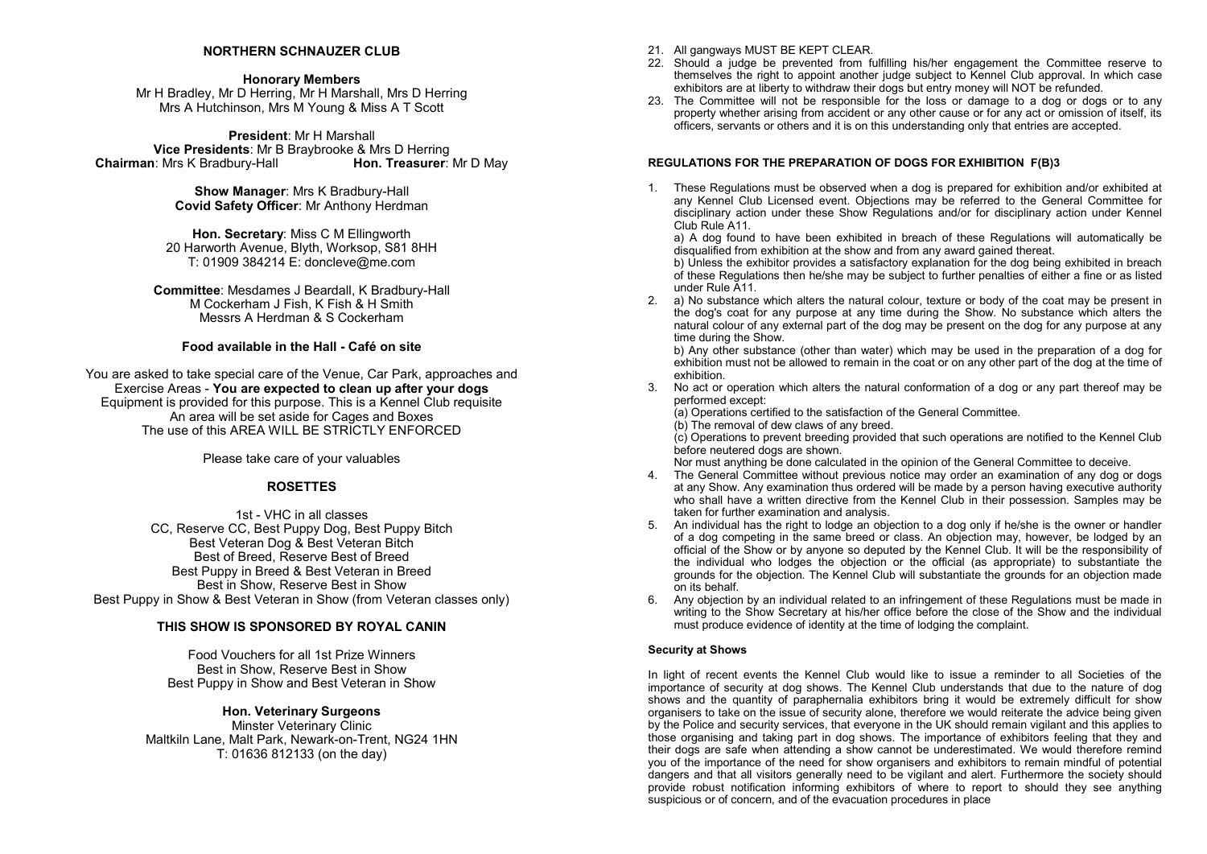## NORTHERN SCHNAUZER CLUB

**Honorary Members**
Mr H Bradley, Mr D Herring, Mr H Marshall, Mrs D Herring
Mrs A Hutchinson, Mrs M Young & Miss A T Scott

**President**: Mr H Marshall
**Vice Presidents**: Mr B Braybrooke & Mrs D Herring
**Chairman**: Mrs K Bradbury-Hall **Hon. Treasurer**: Mr D May

**Show Manager**: Mrs K Bradbury-Hall
**Covid Safety Officer**: Mr Anthony Herdman

**Hon. Secretary**: Miss C M Ellingworth
20 Harworth Avenue, Blyth, Worksop, S81 8HH
T: 01909 384214 E: doncleve@me.com

**Committee**: Mesdames J Beardall, K Bradbury-Hall
M Cockerham J Fish, K Fish & H Smith
Messrs A Herdman & S Cockerham

**Food available in the Hall - Café on site**

You are asked to take special care of the Venue, Car Park, approaches and Exercise Areas - **You are expected to clean up after your dogs**
Equipment is provided for this purpose. This is a Kennel Club requisite
An area will be set aside for Cages and Boxes
The use of this AREA WILL BE STRICTLY ENFORCED

Please take care of your valuables

### ROSETTES

1st - VHC in all classes
CC, Reserve CC, Best Puppy Dog, Best Puppy Bitch
Best Veteran Dog & Best Veteran Bitch
Best of Breed, Reserve Best of Breed
Best Puppy in Breed & Best Veteran in Breed
Best in Show, Reserve Best in Show
Best Puppy in Show & Best Veteran in Show (from Veteran classes only)

### THIS SHOW IS SPONSORED BY ROYAL CANIN

Food Vouchers for all 1st Prize Winners
Best in Show, Reserve Best in Show
Best Puppy in Show and Best Veteran in Show

**Hon. Veterinary Surgeons**
Minster Veterinary Clinic
Maltkiln Lane, Malt Park, Newark-on-Trent, NG24 1HN
T: 01636 812133 (on the day)

21. All gangways MUST BE KEPT CLEAR.
22. Should a judge be prevented from fulfilling his/her engagement the Committee reserve to themselves the right to appoint another judge subject to Kennel Club approval. In which case exhibitors are at liberty to withdraw their dogs but entry money will NOT be refunded.
23. The Committee will not be responsible for the loss or damage to a dog or dogs or to any property whether arising from accident or any other cause or for any act or omission of itself, its officers, servants or others and it is on this understanding only that entries are accepted.

### REGULATIONS FOR THE PREPARATION OF DOGS FOR EXHIBITION F(B)3

1. These Regulations must be observed when a dog is prepared for exhibition and/or exhibited at any Kennel Club Licensed event. Objections may be referred to the General Committee for disciplinary action under these Show Regulations and/or for disciplinary action under Kennel Club Rule A11.
   a) A dog found to have been exhibited in breach of these Regulations will automatically be disqualified from exhibition at the show and from any award gained thereat.
   b) Unless the exhibitor provides a satisfactory explanation for the dog being exhibited in breach of these Regulations then he/she may be subject to further penalties of either a fine or as listed under Rule A11.
2. a) No substance which alters the natural colour, texture or body of the coat may be present in the dog's coat for any purpose at any time during the Show. No substance which alters the natural colour of any external part of the dog may be present on the dog for any purpose at any time during the Show.
   b) Any other substance (other than water) which may be used in the preparation of a dog for exhibition must not be allowed to remain in the coat or on any other part of the dog at the time of exhibition.
3. No act or operation which alters the natural conformation of a dog or any part thereof may be performed except:
   (a) Operations certified to the satisfaction of the General Committee.
   (b) The removal of dew claws of any breed.
   (c) Operations to prevent breeding provided that such operations are notified to the Kennel Club before neutered dogs are shown.
   Nor must anything be done calculated in the opinion of the General Committee to deceive.
4. The General Committee without previous notice may order an examination of any dog or dogs at any Show. Any examination thus ordered will be made by a person having executive authority who shall have a written directive from the Kennel Club in their possession. Samples may be taken for further examination and analysis.
5. An individual has the right to lodge an objection to a dog only if he/she is the owner or handler of a dog competing in the same breed or class. An objection may, however, be lodged by an official of the Show or by anyone so deputed by the Kennel Club. It will be the responsibility of the individual who lodges the objection or the official (as appropriate) to substantiate the grounds for the objection. The Kennel Club will substantiate the grounds for an objection made on its behalf.
6. Any objection by an individual related to an infringement of these Regulations must be made in writing to the Show Secretary at his/her office before the close of the Show and the individual must produce evidence of identity at the time of lodging the complaint.

#### Security at Shows

In light of recent events the Kennel Club would like to issue a reminder to all Societies of the importance of security at dog shows. The Kennel Club understands that due to the nature of dog shows and the quantity of paraphernalia exhibitors bring it would be extremely difficult for show organisers to take on the issue of security alone, therefore we would reiterate the advice being given by the Police and security services, that everyone in the UK should remain vigilant and this applies to those organising and taking part in dog shows. The importance of exhibitors feeling that they and their dogs are safe when attending a show cannot be underestimated. We would therefore remind you of the importance of the need for show organisers and exhibitors to remain mindful of potential dangers and that all visitors generally need to be vigilant and alert. Furthermore the society should provide robust notification informing exhibitors of where to report to should they see anything suspicious or of concern, and of the evacuation procedures in place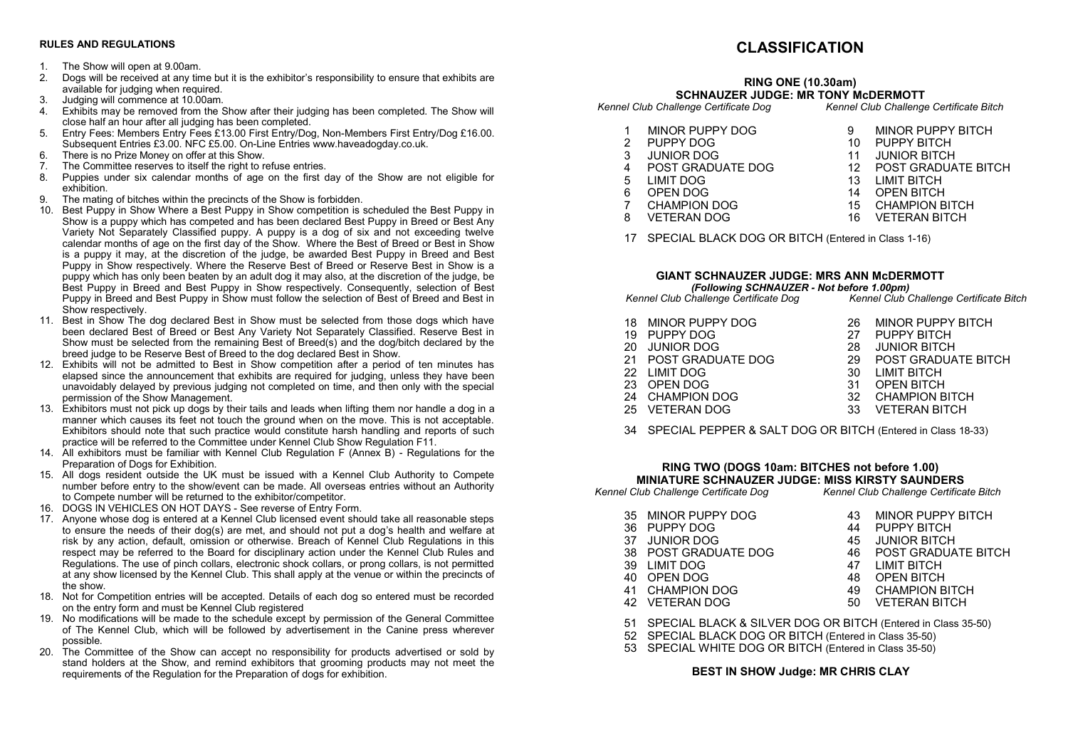## RULES AND REGULATIONS

1. The Show will open at 9.00am.
2. Dogs will be received at any time but it is the exhibitor's responsibility to ensure that exhibits are available for judging when required.
3. Judging will commence at 10.00am.
4. Exhibits may be removed from the Show after their judging has been completed. The Show will close half an hour after all judging has been completed.
5. Entry Fees: Members Entry Fees £13.00 First Entry/Dog, Non-Members First Entry/Dog £16.00. Subsequent Entries £3.00. NFC £5.00. On-Line Entries www.haveadogday.co.uk.
6. There is no Prize Money on offer at this Show.
7. The Committee reserves to itself the right to refuse entries.
8. Puppies under six calendar months of age on the first day of the Show are not eligible for exhibition.
9. The mating of bitches within the precincts of the Show is forbidden.
10. Best Puppy in Show Where a Best Puppy in Show competition is scheduled the Best Puppy in Show is a puppy which has competed and has been declared Best Puppy in Breed or Best Any Variety Not Separately Classified puppy. A puppy is a dog of six and not exceeding twelve calendar months of age on the first day of the Show. Where the Best of Breed or Best in Show is a puppy it may, at the discretion of the judge, be awarded Best Puppy in Breed and Best Puppy in Show respectively. Where the Reserve Best of Breed or Reserve Best in Show is a puppy which has only been beaten by an adult dog it may also, at the discretion of the judge, be Best Puppy in Breed and Best Puppy in Show respectively. Consequently, selection of Best Puppy in Breed and Best Puppy in Show must follow the selection of Best of Breed and Best in Show respectively.
11. Best in Show The dog declared Best in Show must be selected from those dogs which have been declared Best of Breed or Best Any Variety Not Separately Classified. Reserve Best in Show must be selected from the remaining Best of Breed(s) and the dog/bitch declared by the breed judge to be Reserve Best of Breed to the dog declared Best in Show.
12. Exhibits will not be admitted to Best in Show competition after a period of ten minutes has elapsed since the announcement that exhibits are required for judging, unless they have been unavoidably delayed by previous judging not completed on time, and then only with the special permission of the Show Management.
13. Exhibitors must not pick up dogs by their tails and leads when lifting them nor handle a dog in a manner which causes its feet not touch the ground when on the move. This is not acceptable. Exhibitors should note that such practice would constitute harsh handling and reports of such practice will be referred to the Committee under Kennel Club Show Regulation F11.
14. All exhibitors must be familiar with Kennel Club Regulation F (Annex B) - Regulations for the Preparation of Dogs for Exhibition.
15. All dogs resident outside the UK must be issued with a Kennel Club Authority to Compete number before entry to the show/event can be made. All overseas entries without an Authority to Compete number will be returned to the exhibitor/competitor.
16. DOGS IN VEHICLES ON HOT DAYS - See reverse of Entry Form.
17. Anyone whose dog is entered at a Kennel Club licensed event should take all reasonable steps to ensure the needs of their dog(s) are met, and should not put a dog's health and welfare at risk by any action, default, omission or otherwise. Breach of Kennel Club Regulations in this respect may be referred to the Board for disciplinary action under the Kennel Club Rules and Regulations. The use of pinch collars, electronic shock collars, or prong collars, is not permitted at any show licensed by the Kennel Club. This shall apply at the venue or within the precincts of the show.
18. Not for Competition entries will be accepted. Details of each dog so entered must be recorded on the entry form and must be Kennel Club registered
19. No modifications will be made to the schedule except by permission of the General Committee of The Kennel Club, which will be followed by advertisement in the Canine press wherever possible.
20. The Committee of the Show can accept no responsibility for products advertised or sold by stand holders at the Show, and remind exhibitors that grooming products may not meet the requirements of the Regulation for the Preparation of dogs for exhibition.

# CLASSIFICATION

## RING ONE (10.30am)

### SCHNAUZER JUDGE: MR TONY McDERMOTT

| *Kennel Club Challenge Certificate Dog* | *Kennel Club Challenge Certificate Bitch* |
|---|---|
| 1 MINOR PUPPY DOG | 9 MINOR PUPPY BITCH |
| 2 PUPPY DOG | 10 PUPPY BITCH |
| 3 JUNIOR DOG | 11 JUNIOR BITCH |
| 4 POST GRADUATE DOG | 12 POST GRADUATE BITCH |
| 5 LIMIT DOG | 13 LIMIT BITCH |
| 6 OPEN DOG | 14 OPEN BITCH |
| 7 CHAMPION DOG | 15 CHAMPION BITCH |
| 8 VETERAN DOG | 16 VETERAN BITCH |

17 SPECIAL BLACK DOG OR BITCH (Entered in Class 1-16)

### GIANT SCHNAUZER JUDGE: MRS ANN McDERMOTT

***(Following SCHNAUZER - Not before 1.00pm)***

| *Kennel Club Challenge Certificate Dog* | *Kennel Club Challenge Certificate Bitch* |
|---|---|
| 18 MINOR PUPPY DOG | 26 MINOR PUPPY BITCH |
| 19 PUPPY DOG | 27 PUPPY BITCH |
| 20 JUNIOR DOG | 28 JUNIOR BITCH |
| 21 POST GRADUATE DOG | 29 POST GRADUATE BITCH |
| 22 LIMIT DOG | 30 LIMIT BITCH |
| 23 OPEN DOG | 31 OPEN BITCH |
| 24 CHAMPION DOG | 32 CHAMPION BITCH |
| 25 VETERAN DOG | 33 VETERAN BITCH |

34 SPECIAL PEPPER & SALT DOG OR BITCH (Entered in Class 18-33)

## RING TWO (DOGS 10am: BITCHES not before 1.00)

### MINIATURE SCHNAUZER JUDGE: MISS KIRSTY SAUNDERS

| *Kennel Club Challenge Certificate Dog* | *Kennel Club Challenge Certificate Bitch* |
|---|---|
| 35 MINOR PUPPY DOG | 43 MINOR PUPPY BITCH |
| 36 PUPPY DOG | 44 PUPPY BITCH |
| 37 JUNIOR DOG | 45 JUNIOR BITCH |
| 38 POST GRADUATE DOG | 46 POST GRADUATE BITCH |
| 39 LIMIT DOG | 47 LIMIT BITCH |
| 40 OPEN DOG | 48 OPEN BITCH |
| 41 CHAMPION DOG | 49 CHAMPION BITCH |
| 42 VETERAN DOG | 50 VETERAN BITCH |

51 SPECIAL BLACK & SILVER DOG OR BITCH (Entered in Class 35-50)
52 SPECIAL BLACK DOG OR BITCH (Entered in Class 35-50)
53 SPECIAL WHITE DOG OR BITCH (Entered in Class 35-50)

### BEST IN SHOW Judge: MR CHRIS CLAY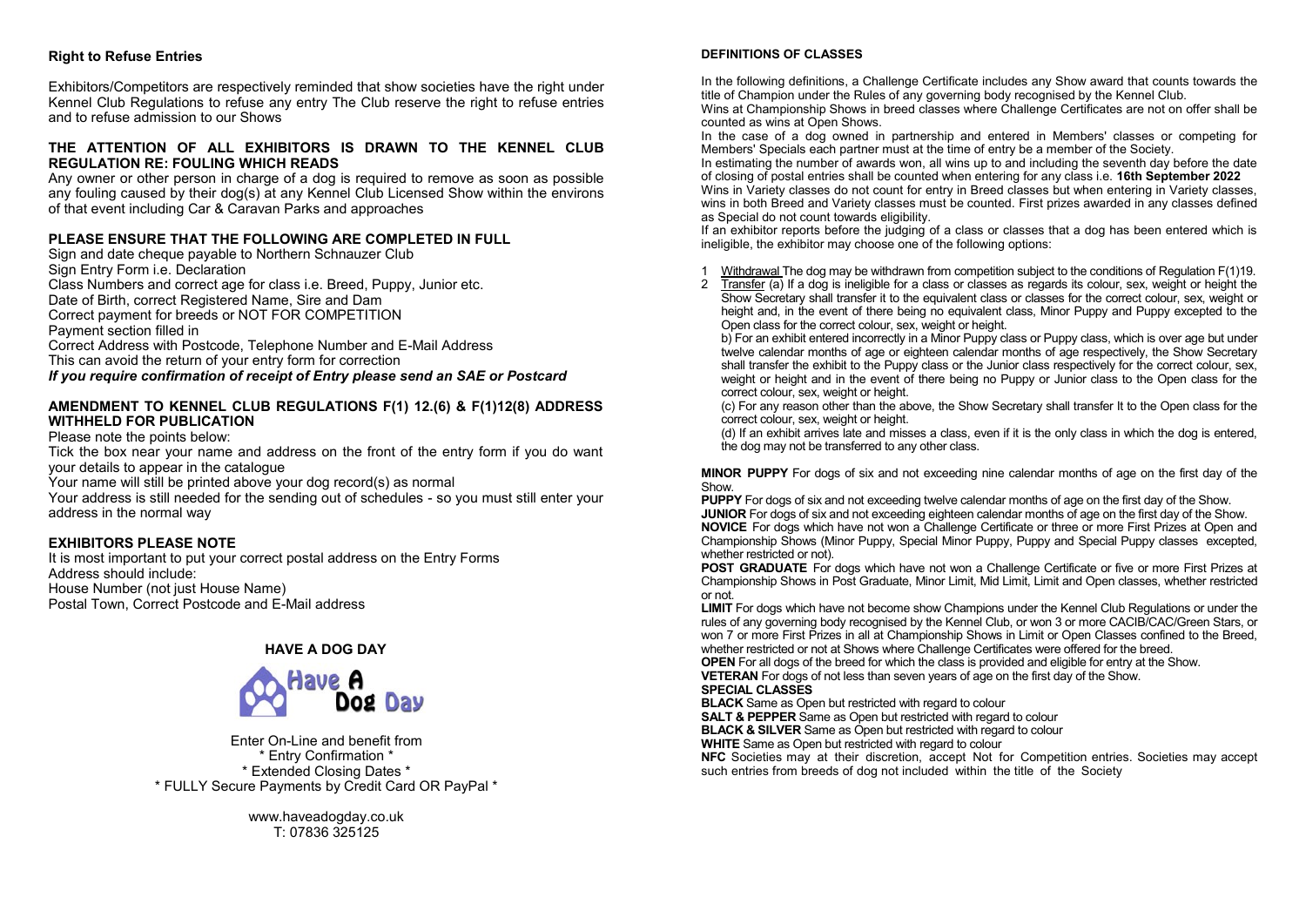### Right to Refuse Entries

Exhibitors/Competitors are respectively reminded that show societies have the right under Kennel Club Regulations to refuse any entry The Club reserve the right to refuse entries and to refuse admission to our Shows

### THE ATTENTION OF ALL EXHIBITORS IS DRAWN TO THE KENNEL CLUB REGULATION RE: FOULING WHICH READS

Any owner or other person in charge of a dog is required to remove as soon as possible any fouling caused by their dog(s) at any Kennel Club Licensed Show within the environs of that event including Car & Caravan Parks and approaches

### PLEASE ENSURE THAT THE FOLLOWING ARE COMPLETED IN FULL

Sign and date cheque payable to Northern Schnauzer Club
Sign Entry Form i.e. Declaration
Class Numbers and correct age for class i.e. Breed, Puppy, Junior etc.
Date of Birth, correct Registered Name, Sire and Dam
Correct payment for breeds or NOT FOR COMPETITION
Payment section filled in
Correct Address with Postcode, Telephone Number and E-Mail Address
This can avoid the return of your entry form for correction
***If you require confirmation of receipt of Entry please send an SAE or Postcard***

### AMENDMENT TO KENNEL CLUB REGULATIONS F(1) 12.(6) & F(1)12(8) ADDRESS WITHHELD FOR PUBLICATION

Please note the points below:
Tick the box near your name and address on the front of the entry form if you do want your details to appear in the catalogue
Your name will still be printed above your dog record(s) as normal
Your address is still needed for the sending out of schedules - so you must still enter your address in the normal way

### EXHIBITORS PLEASE NOTE

It is most important to put your correct postal address on the Entry Forms
Address should include:
House Number (not just House Name)
Postal Town, Correct Postcode and E-Mail address

### HAVE A DOG DAY

Have A Dog Day

Enter On-Line and benefit from
\* Entry Confirmation \*
\* Extended Closing Dates \*
\* FULLY Secure Payments by Credit Card OR PayPal \*

www.haveadogday.co.uk
T: 07836 325125

### DEFINITIONS OF CLASSES

In the following definitions, a Challenge Certificate includes any Show award that counts towards the title of Champion under the Rules of any governing body recognised by the Kennel Club.
Wins at Championship Shows in breed classes where Challenge Certificates are not on offer shall be counted as wins at Open Shows.
In the case of a dog owned in partnership and entered in Members' classes or competing for Members' Specials each partner must at the time of entry be a member of the Society.
In estimating the number of awards won, all wins up to and including the seventh day before the date of closing of postal entries shall be counted when entering for any class i.e. **16th September 2022**
Wins in Variety classes do not count for entry in Breed classes but when entering in Variety classes, wins in both Breed and Variety classes must be counted. First prizes awarded in any classes defined as Special do not count towards eligibility.
If an exhibitor reports before the judging of a class or classes that a dog has been entered which is ineligible, the exhibitor may choose one of the following options:

1. Withdrawal The dog may be withdrawn from competition subject to the conditions of Regulation F(1)19.
2. Transfer (a) If a dog is ineligible for a class or classes as regards its colour, sex, weight or height the Show Secretary shall transfer it to the equivalent class or classes for the correct colour, sex, weight or height and, in the event of there being no equivalent class, Minor Puppy and Puppy excepted to the Open class for the correct colour, sex, weight or height.
   b) For an exhibit entered incorrectly in a Minor Puppy class or Puppy class, which is over age but under twelve calendar months of age or eighteen calendar months of age respectively, the Show Secretary shall transfer the exhibit to the Puppy class or the Junior class respectively for the correct colour, sex, weight or height and in the event of there being no Puppy or Junior class to the Open class for the correct colour, sex, weight or height.
   (c) For any reason other than the above, the Show Secretary shall transfer It to the Open class for the correct colour, sex, weight or height.
   (d) If an exhibit arrives late and misses a class, even if it is the only class in which the dog is entered, the dog may not be transferred to any other class.

**MINOR PUPPY** For dogs of six and not exceeding nine calendar months of age on the first day of the Show.
**PUPPY** For dogs of six and not exceeding twelve calendar months of age on the first day of the Show.
**JUNIOR** For dogs of six and not exceeding eighteen calendar months of age on the first day of the Show.
**NOVICE** For dogs which have not won a Challenge Certificate or three or more First Prizes at Open and Championship Shows (Minor Puppy, Special Minor Puppy, Puppy and Special Puppy classes excepted, whether restricted or not).
**POST GRADUATE** For dogs which have not won a Challenge Certificate or five or more First Prizes at Championship Shows in Post Graduate, Minor Limit, Mid Limit, Limit and Open classes, whether restricted or not.
**LIMIT** For dogs which have not become show Champions under the Kennel Club Regulations or under the rules of any governing body recognised by the Kennel Club, or won 3 or more CACIB/CAC/Green Stars, or won 7 or more First Prizes in all at Championship Shows in Limit or Open Classes confined to the Breed, whether restricted or not at Shows where Challenge Certificates were offered for the breed.
**OPEN** For all dogs of the breed for which the class is provided and eligible for entry at the Show.
**VETERAN** For dogs of not less than seven years of age on the first day of the Show.

**SPECIAL CLASSES**
**BLACK** Same as Open but restricted with regard to colour
**SALT & PEPPER** Same as Open but restricted with regard to colour
**BLACK & SILVER** Same as Open but restricted with regard to colour
**WHITE** Same as Open but restricted with regard to colour
**NFC** Societies may at their discretion, accept Not for Competition entries. Societies may accept such entries from breeds of dog not included within the title of the Society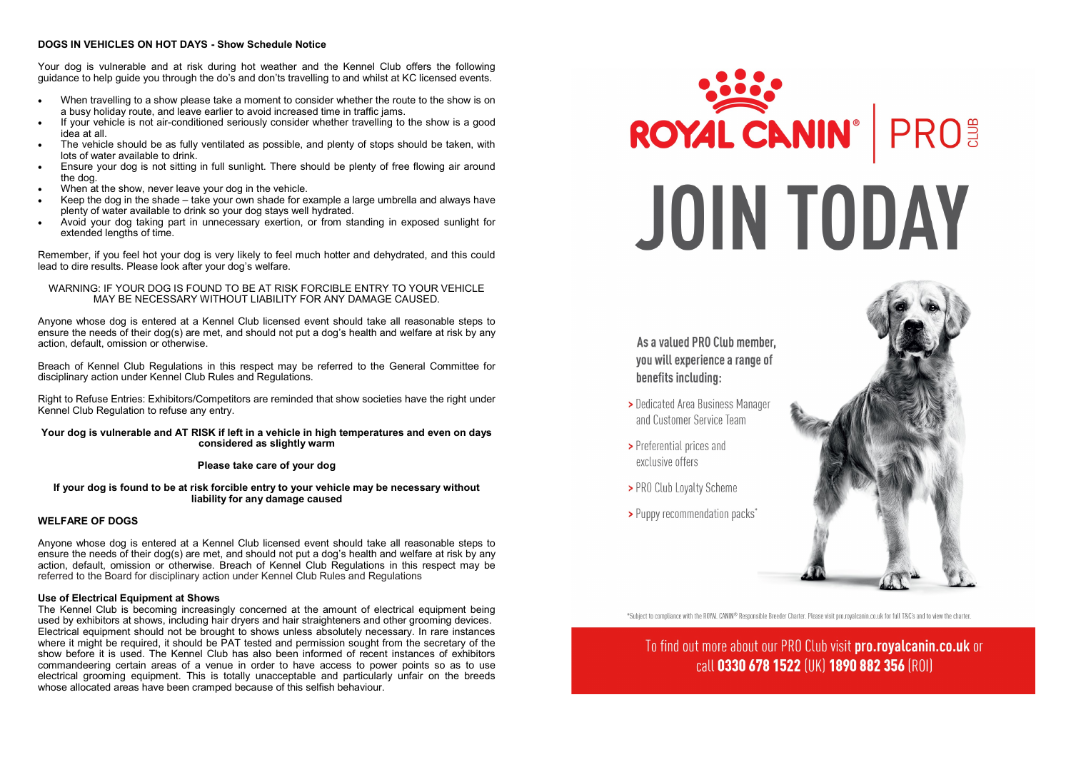**DOGS IN VEHICLES ON HOT DAYS - Show Schedule Notice**

Your dog is vulnerable and at risk during hot weather and the Kennel Club offers the following guidance to help guide you through the do's and don'ts travelling to and whilst at KC licensed events.

- When travelling to a show please take a moment to consider whether the route to the show is on a busy holiday route, and leave earlier to avoid increased time in traffic jams.
- If your vehicle is not air-conditioned seriously consider whether travelling to the show is a good idea at all.
- The vehicle should be as fully ventilated as possible, and plenty of stops should be taken, with lots of water available to drink.
- Ensure your dog is not sitting in full sunlight. There should be plenty of free flowing air around the dog.
- When at the show, never leave your dog in the vehicle.
- Keep the dog in the shade – take your own shade for example a large umbrella and always have plenty of water available to drink so your dog stays well hydrated.
- Avoid your dog taking part in unnecessary exertion, or from standing in exposed sunlight for extended lengths of time.

Remember, if you feel hot your dog is very likely to feel much hotter and dehydrated, and this could lead to dire results. Please look after your dog's welfare.

WARNING: IF YOUR DOG IS FOUND TO BE AT RISK FORCIBLE ENTRY TO YOUR VEHICLE MAY BE NECESSARY WITHOUT LIABILITY FOR ANY DAMAGE CAUSED.

Anyone whose dog is entered at a Kennel Club licensed event should take all reasonable steps to ensure the needs of their dog(s) are met, and should not put a dog's health and welfare at risk by any action, default, omission or otherwise.

Breach of Kennel Club Regulations in this respect may be referred to the General Committee for disciplinary action under Kennel Club Rules and Regulations.

Right to Refuse Entries: Exhibitors/Competitors are reminded that show societies have the right under Kennel Club Regulation to refuse any entry.

**Your dog is vulnerable and AT RISK if left in a vehicle in high temperatures and even on days considered as slightly warm**

**Please take care of your dog**

**If your dog is found to be at risk forcible entry to your vehicle may be necessary without liability for any damage caused**

**WELFARE OF DOGS**

Anyone whose dog is entered at a Kennel Club licensed event should take all reasonable steps to ensure the needs of their dog(s) are met, and should not put a dog's health and welfare at risk by any action, default, omission or otherwise. Breach of Kennel Club Regulations in this respect may be referred to the Board for disciplinary action under Kennel Club Rules and Regulations

**Use of Electrical Equipment at Shows**

The Kennel Club is becoming increasingly concerned at the amount of electrical equipment being used by exhibitors at shows, including hair dryers and hair straighteners and other grooming devices. Electrical equipment should not be brought to shows unless absolutely necessary. In rare instances where it might be required, it should be PAT tested and permission sought from the secretary of the show before it is used. The Kennel Club has also been informed of recent instances of exhibitors commandeering certain areas of a venue in order to have access to power points so as to use electrical grooming equipment. This is totally unacceptable and particularly unfair on the breeds whose allocated areas have been cramped because of this selfish behaviour.

ROYAL CANIN® | PRO CLUB

# JOIN TODAY

**As a valued PRO Club member, you will experience a range of benefits including:**

- Dedicated Area Business Manager and Customer Service Team
- Preferential prices and exclusive offers
- PRO Club Loyalty Scheme
- Puppy recommendation packs*

*Subject to compliance with the ROYAL CANIN® Responsible Breeder Charter. Please visit pro.royalcanin.co.uk for full T&C's and to view the charter.

To find out more about our PRO Club visit **pro.royalcanin.co.uk** or call **0330 678 1522** (UK) **1890 882 356** (ROI)